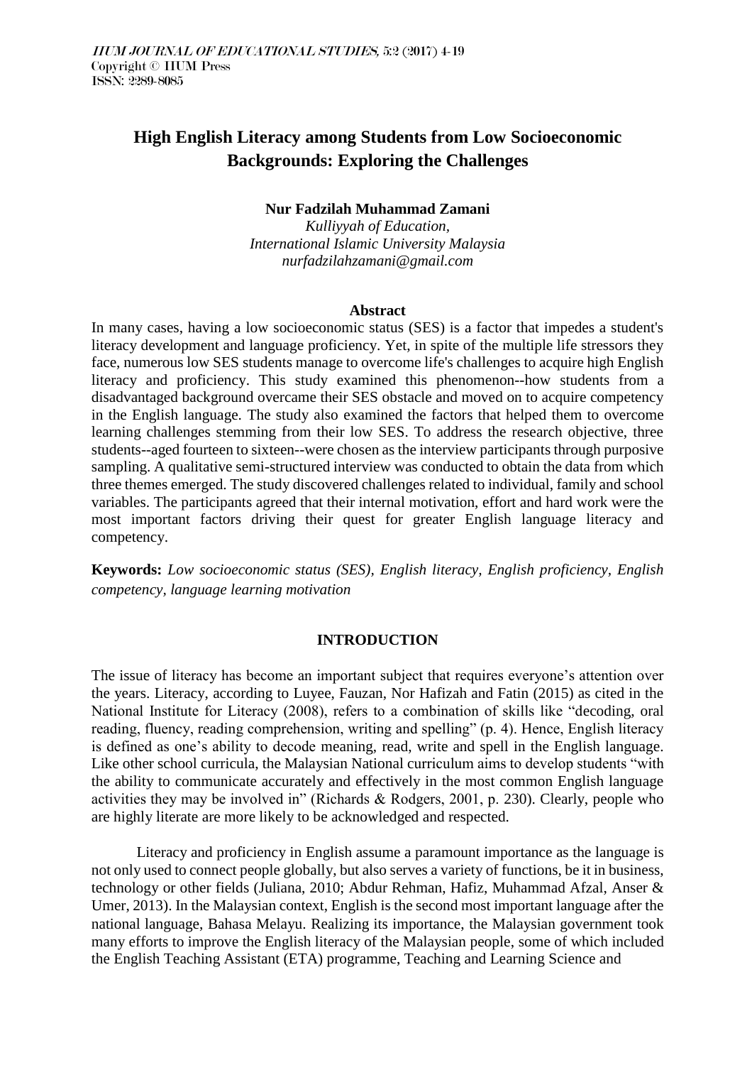# High English Literacy among Students from Low Socioeconomic Backgrounds: Exploring the Challenges

**Nur Fadzilah Muhammad Zamani**
*Kulliyyah of Education,*
*International Islamic University Malaysia*
*nurfadzilahzamani@gmail.com*

## Abstract

In many cases, having a low socioeconomic status (SES) is a factor that impedes a student's literacy development and language proficiency. Yet, in spite of the multiple life stressors they face, numerous low SES students manage to overcome life's challenges to acquire high English literacy and proficiency. This study examined this phenomenon--how students from a disadvantaged background overcame their SES obstacle and moved on to acquire competency in the English language. The study also examined the factors that helped them to overcome learning challenges stemming from their low SES. To address the research objective, three students--aged fourteen to sixteen--were chosen as the interview participants through purposive sampling. A qualitative semi-structured interview was conducted to obtain the data from which three themes emerged. The study discovered challenges related to individual, family and school variables. The participants agreed that their internal motivation, effort and hard work were the most important factors driving their quest for greater English language literacy and competency.

**Keywords:** *Low socioeconomic status (SES), English literacy, English proficiency, English competency, language learning motivation*

## INTRODUCTION

The issue of literacy has become an important subject that requires everyone's attention over the years. Literacy, according to Luyee, Fauzan, Nor Hafizah and Fatin (2015) as cited in the National Institute for Literacy (2008), refers to a combination of skills like "decoding, oral reading, fluency, reading comprehension, writing and spelling" (p. 4). Hence, English literacy is defined as one's ability to decode meaning, read, write and spell in the English language. Like other school curricula, the Malaysian National curriculum aims to develop students "with the ability to communicate accurately and effectively in the most common English language activities they may be involved in" (Richards & Rodgers, 2001, p. 230). Clearly, people who are highly literate are more likely to be acknowledged and respected.

Literacy and proficiency in English assume a paramount importance as the language is not only used to connect people globally, but also serves a variety of functions, be it in business, technology or other fields (Juliana, 2010; Abdur Rehman, Hafiz, Muhammad Afzal, Anser & Umer, 2013). In the Malaysian context, English is the second most important language after the national language, Bahasa Melayu. Realizing its importance, the Malaysian government took many efforts to improve the English literacy of the Malaysian people, some of which included the English Teaching Assistant (ETA) programme, Teaching and Learning Science and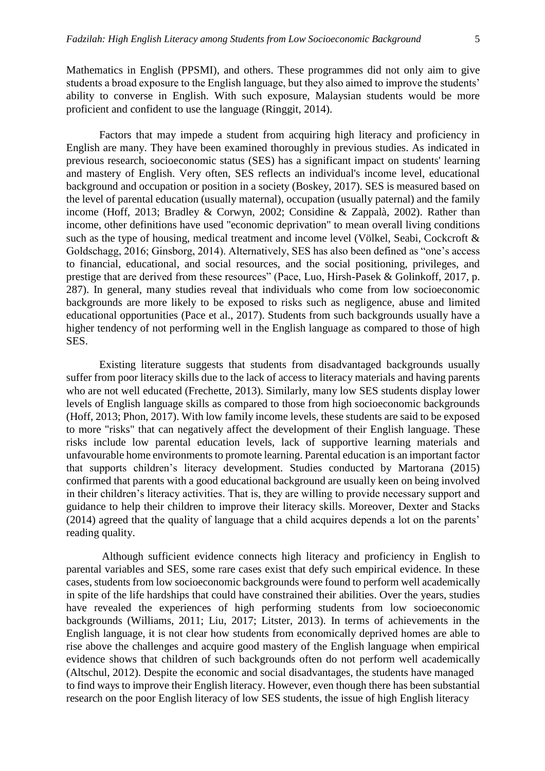Mathematics in English (PPSMI), and others. These programmes did not only aim to give students a broad exposure to the English language, but they also aimed to improve the students' ability to converse in English. With such exposure, Malaysian students would be more proficient and confident to use the language (Ringgit, 2014).

Factors that may impede a student from acquiring high literacy and proficiency in English are many. They have been examined thoroughly in previous studies. As indicated in previous research, socioeconomic status (SES) has a significant impact on students' learning and mastery of English. Very often, SES reflects an individual's income level, educational background and occupation or position in a society (Boskey, 2017). SES is measured based on the level of parental education (usually maternal), occupation (usually paternal) and the family income (Hoff, 2013; Bradley & Corwyn, 2002; Considine & Zappalà, 2002). Rather than income, other definitions have used "economic deprivation" to mean overall living conditions such as the type of housing, medical treatment and income level (Völkel, Seabi, Cockcroft & Goldschagg, 2016; Ginsborg, 2014). Alternatively, SES has also been defined as "one's access to financial, educational, and social resources, and the social positioning, privileges, and prestige that are derived from these resources" (Pace, Luo, Hirsh-Pasek & Golinkoff, 2017, p. 287). In general, many studies reveal that individuals who come from low socioeconomic backgrounds are more likely to be exposed to risks such as negligence, abuse and limited educational opportunities (Pace et al., 2017). Students from such backgrounds usually have a higher tendency of not performing well in the English language as compared to those of high SES.

Existing literature suggests that students from disadvantaged backgrounds usually suffer from poor literacy skills due to the lack of access to literacy materials and having parents who are not well educated (Frechette, 2013). Similarly, many low SES students display lower levels of English language skills as compared to those from high socioeconomic backgrounds (Hoff, 2013; Phon, 2017). With low family income levels, these students are said to be exposed to more "risks" that can negatively affect the development of their English language. These risks include low parental education levels, lack of supportive learning materials and unfavourable home environments to promote learning. Parental education is an important factor that supports children's literacy development. Studies conducted by Martorana (2015) confirmed that parents with a good educational background are usually keen on being involved in their children's literacy activities. That is, they are willing to provide necessary support and guidance to help their children to improve their literacy skills. Moreover, Dexter and Stacks (2014) agreed that the quality of language that a child acquires depends a lot on the parents' reading quality.

Although sufficient evidence connects high literacy and proficiency in English to parental variables and SES, some rare cases exist that defy such empirical evidence. In these cases, students from low socioeconomic backgrounds were found to perform well academically in spite of the life hardships that could have constrained their abilities. Over the years, studies have revealed the experiences of high performing students from low socioeconomic backgrounds (Williams, 2011; Liu, 2017; Litster, 2013). In terms of achievements in the English language, it is not clear how students from economically deprived homes are able to rise above the challenges and acquire good mastery of the English language when empirical evidence shows that children of such backgrounds often do not perform well academically (Altschul, 2012). Despite the economic and social disadvantages, the students have managed to find ways to improve their English literacy. However, even though there has been substantial research on the poor English literacy of low SES students, the issue of high English literacy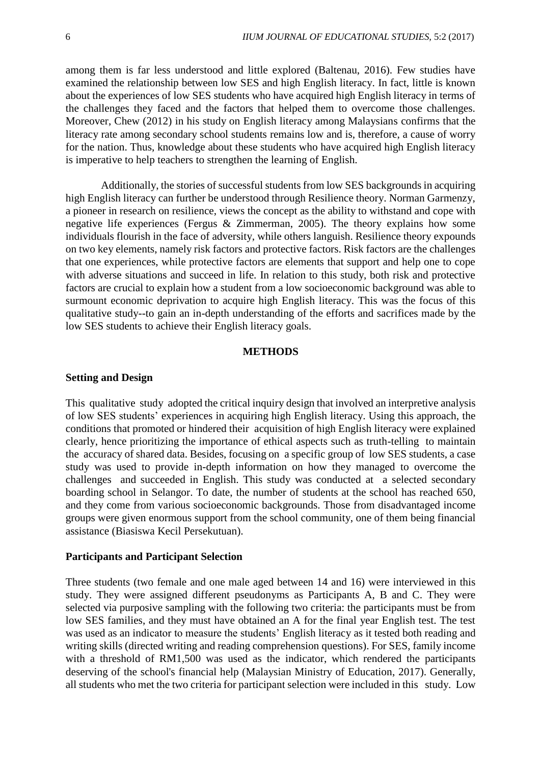among them is far less understood and little explored (Baltenau, 2016). Few studies have examined the relationship between low SES and high English literacy. In fact, little is known about the experiences of low SES students who have acquired high English literacy in terms of the challenges they faced and the factors that helped them to overcome those challenges. Moreover, Chew (2012) in his study on English literacy among Malaysians confirms that the literacy rate among secondary school students remains low and is, therefore, a cause of worry for the nation. Thus, knowledge about these students who have acquired high English literacy is imperative to help teachers to strengthen the learning of English.

Additionally, the stories of successful students from low SES backgrounds in acquiring high English literacy can further be understood through Resilience theory. Norman Garmenzy, a pioneer in research on resilience, views the concept as the ability to withstand and cope with negative life experiences (Fergus & Zimmerman, 2005). The theory explains how some individuals flourish in the face of adversity, while others languish. Resilience theory expounds on two key elements, namely risk factors and protective factors. Risk factors are the challenges that one experiences, while protective factors are elements that support and help one to cope with adverse situations and succeed in life. In relation to this study, both risk and protective factors are crucial to explain how a student from a low socioeconomic background was able to surmount economic deprivation to acquire high English literacy. This was the focus of this qualitative study--to gain an in-depth understanding of the efforts and sacrifices made by the low SES students to achieve their English literacy goals.

## METHODS

### Setting and Design

This qualitative study adopted the critical inquiry design that involved an interpretive analysis of low SES students' experiences in acquiring high English literacy. Using this approach, the conditions that promoted or hindered their acquisition of high English literacy were explained clearly, hence prioritizing the importance of ethical aspects such as truth-telling to maintain the accuracy of shared data. Besides, focusing on a specific group of low SES students, a case study was used to provide in-depth information on how they managed to overcome the challenges and succeeded in English. This study was conducted at a selected secondary boarding school in Selangor. To date, the number of students at the school has reached 650, and they come from various socioeconomic backgrounds. Those from disadvantaged income groups were given enormous support from the school community, one of them being financial assistance (Biasiswa Kecil Persekutuan).

### Participants and Participant Selection

Three students (two female and one male aged between 14 and 16) were interviewed in this study. They were assigned different pseudonyms as Participants A, B and C. They were selected via purposive sampling with the following two criteria: the participants must be from low SES families, and they must have obtained an A for the final year English test. The test was used as an indicator to measure the students' English literacy as it tested both reading and writing skills (directed writing and reading comprehension questions). For SES, family income with a threshold of RM1,500 was used as the indicator, which rendered the participants deserving of the school's financial help (Malaysian Ministry of Education, 2017). Generally, all students who met the two criteria for participant selection were included in this study. Low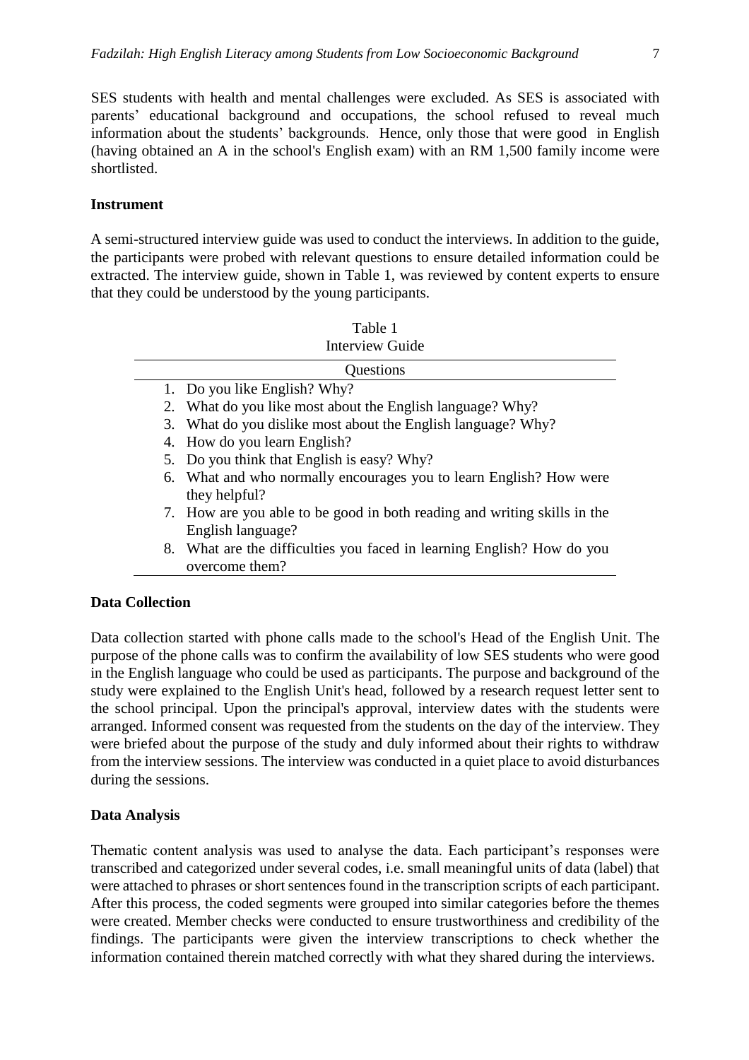SES students with health and mental challenges were excluded. As SES is associated with parents' educational background and occupations, the school refused to reveal much information about the students' backgrounds. Hence, only those that were good in English (having obtained an A in the school's English exam) with an RM 1,500 family income were shortlisted.

## Instrument

A semi-structured interview guide was used to conduct the interviews. In addition to the guide, the participants were probed with relevant questions to ensure detailed information could be extracted. The interview guide, shown in Table 1, was reviewed by content experts to ensure that they could be understood by the young participants.

Table 1
Interview Guide

| Questions |
| --- |
| 1. Do you like English? Why? |
| 2. What do you like most about the English language? Why? |
| 3. What do you dislike most about the English language? Why? |
| 4. How do you learn English? |
| 5. Do you think that English is easy? Why? |
| 6. What and who normally encourages you to learn English? How were they helpful? |
| 7. How are you able to be good in both reading and writing skills in the English language? |
| 8. What are the difficulties you faced in learning English? How do you overcome them? |

## Data Collection

Data collection started with phone calls made to the school's Head of the English Unit. The purpose of the phone calls was to confirm the availability of low SES students who were good in the English language who could be used as participants. The purpose and background of the study were explained to the English Unit's head, followed by a research request letter sent to the school principal. Upon the principal's approval, interview dates with the students were arranged. Informed consent was requested from the students on the day of the interview. They were briefed about the purpose of the study and duly informed about their rights to withdraw from the interview sessions. The interview was conducted in a quiet place to avoid disturbances during the sessions.

## Data Analysis

Thematic content analysis was used to analyse the data. Each participant's responses were transcribed and categorized under several codes, i.e. small meaningful units of data (label) that were attached to phrases or short sentences found in the transcription scripts of each participant. After this process, the coded segments were grouped into similar categories before the themes were created. Member checks were conducted to ensure trustworthiness and credibility of the findings. The participants were given the interview transcriptions to check whether the information contained therein matched correctly with what they shared during the interviews.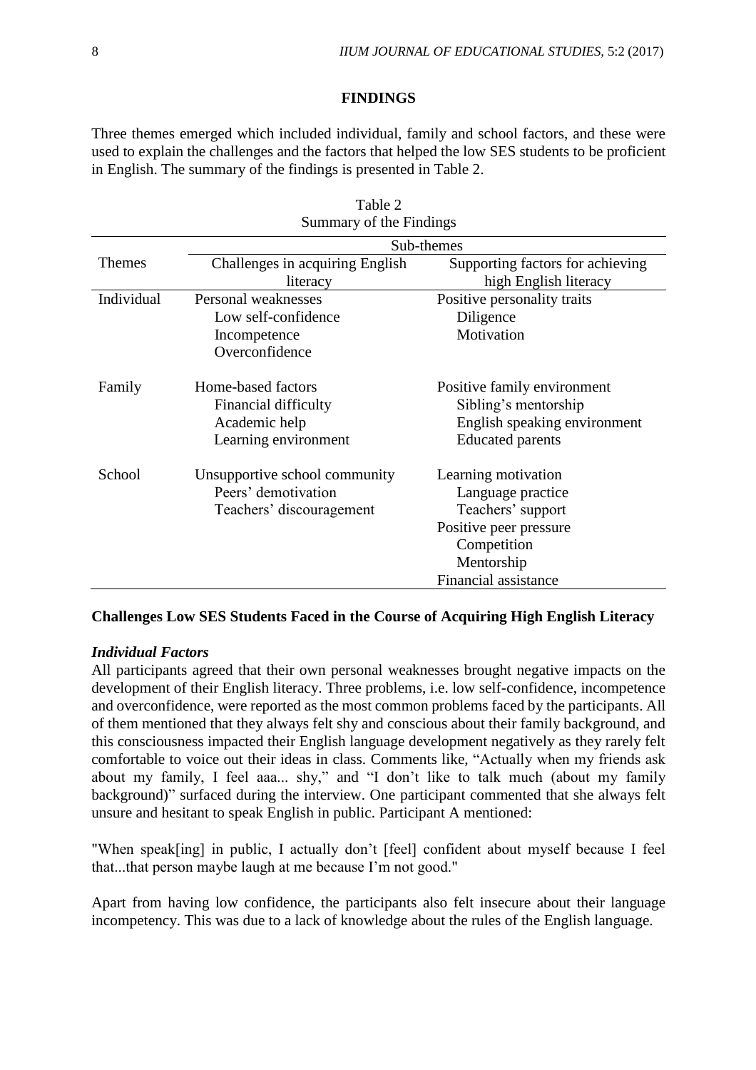## FINDINGS

Three themes emerged which included individual, family and school factors, and these were used to explain the challenges and the factors that helped the low SES students to be proficient in English. The summary of the findings is presented in Table 2.

Table 2
Summary of the Findings

| Themes | Sub-themes | |
|---|---|---|
| | Challenges in acquiring English literacy | Supporting factors for achieving high English literacy |
| Individual | Personal weaknesses<br>Low self-confidence<br>Incompetence<br>Overconfidence | Positive personality traits<br>Diligence<br>Motivation |
| Family | Home-based factors<br>Financial difficulty<br>Academic help<br>Learning environment | Positive family environment<br>Sibling's mentorship<br>English speaking environment<br>Educated parents |
| School | Unsupportive school community<br>Peers' demotivation<br>Teachers' discouragement | Learning motivation<br>Language practice<br>Teachers' support<br>Positive peer pressure<br>Competition<br>Mentorship<br>Financial assistance |

### Challenges Low SES Students Faced in the Course of Acquiring High English Literacy

#### *Individual Factors*

All participants agreed that their own personal weaknesses brought negative impacts on the development of their English literacy. Three problems, i.e. low self-confidence, incompetence and overconfidence, were reported as the most common problems faced by the participants. All of them mentioned that they always felt shy and conscious about their family background, and this consciousness impacted their English language development negatively as they rarely felt comfortable to voice out their ideas in class. Comments like, "Actually when my friends ask about my family, I feel aaa... shy," and "I don't like to talk much (about my family background)" surfaced during the interview. One participant commented that she always felt unsure and hesitant to speak English in public. Participant A mentioned:

"When speak[ing] in public, I actually don't [feel] confident about myself because I feel that...that person maybe laugh at me because I'm not good."

Apart from having low confidence, the participants also felt insecure about their language incompetency. This was due to a lack of knowledge about the rules of the English language.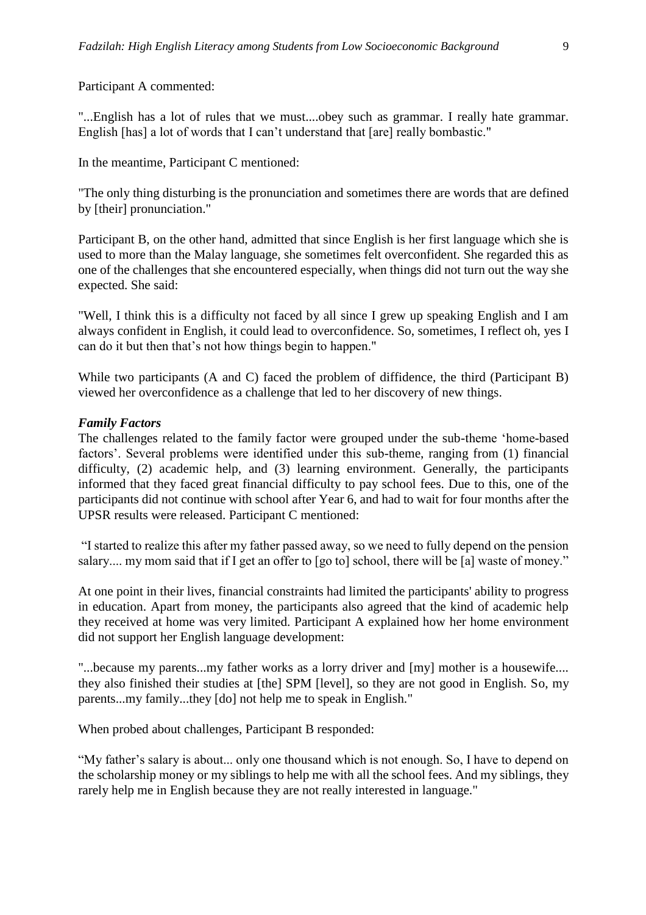Participant A commented:

"...English has a lot of rules that we must....obey such as grammar. I really hate grammar. English [has] a lot of words that I can't understand that [are] really bombastic."

In the meantime, Participant C mentioned:

"The only thing disturbing is the pronunciation and sometimes there are words that are defined by [their] pronunciation."

Participant B, on the other hand, admitted that since English is her first language which she is used to more than the Malay language, she sometimes felt overconfident. She regarded this as one of the challenges that she encountered especially, when things did not turn out the way she expected. She said:

"Well, I think this is a difficulty not faced by all since I grew up speaking English and I am always confident in English, it could lead to overconfidence. So, sometimes, I reflect oh, yes I can do it but then that's not how things begin to happen."

While two participants (A and C) faced the problem of diffidence, the third (Participant B) viewed her overconfidence as a challenge that led to her discovery of new things.

***Family Factors***

The challenges related to the family factor were grouped under the sub-theme 'home-based factors'. Several problems were identified under this sub-theme, ranging from (1) financial difficulty, (2) academic help, and (3) learning environment. Generally, the participants informed that they faced great financial difficulty to pay school fees. Due to this, one of the participants did not continue with school after Year 6, and had to wait for four months after the UPSR results were released. Participant C mentioned:

"I started to realize this after my father passed away, so we need to fully depend on the pension salary.... my mom said that if I get an offer to [go to] school, there will be [a] waste of money."

At one point in their lives, financial constraints had limited the participants' ability to progress in education. Apart from money, the participants also agreed that the kind of academic help they received at home was very limited. Participant A explained how her home environment did not support her English language development:

"...because my parents...my father works as a lorry driver and [my] mother is a housewife.... they also finished their studies at [the] SPM [level], so they are not good in English. So, my parents...my family...they [do] not help me to speak in English."

When probed about challenges, Participant B responded:

"My father's salary is about... only one thousand which is not enough. So, I have to depend on the scholarship money or my siblings to help me with all the school fees. And my siblings, they rarely help me in English because they are not really interested in language."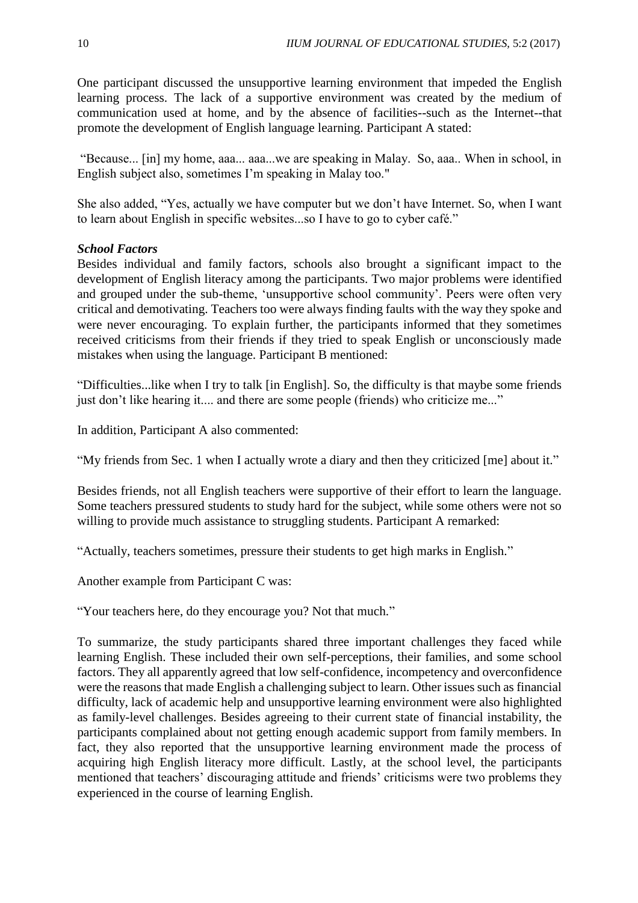One participant discussed the unsupportive learning environment that impeded the English learning process. The lack of a supportive environment was created by the medium of communication used at home, and by the absence of facilities--such as the Internet--that promote the development of English language learning. Participant A stated:

"Because... [in] my home, aaa... aaa...we are speaking in Malay. So, aaa.. When in school, in English subject also, sometimes I'm speaking in Malay too."

She also added, "Yes, actually we have computer but we don't have Internet. So, when I want to learn about English in specific websites...so I have to go to cyber café."

***School Factors***

Besides individual and family factors, schools also brought a significant impact to the development of English literacy among the participants. Two major problems were identified and grouped under the sub-theme, 'unsupportive school community'. Peers were often very critical and demotivating. Teachers too were always finding faults with the way they spoke and were never encouraging. To explain further, the participants informed that they sometimes received criticisms from their friends if they tried to speak English or unconsciously made mistakes when using the language. Participant B mentioned:

"Difficulties...like when I try to talk [in English]. So, the difficulty is that maybe some friends just don't like hearing it.... and there are some people (friends) who criticize me..."

In addition, Participant A also commented:

"My friends from Sec. 1 when I actually wrote a diary and then they criticized [me] about it."

Besides friends, not all English teachers were supportive of their effort to learn the language. Some teachers pressured students to study hard for the subject, while some others were not so willing to provide much assistance to struggling students. Participant A remarked:

"Actually, teachers sometimes, pressure their students to get high marks in English."

Another example from Participant C was:

"Your teachers here, do they encourage you? Not that much."

To summarize, the study participants shared three important challenges they faced while learning English. These included their own self-perceptions, their families, and some school factors. They all apparently agreed that low self-confidence, incompetency and overconfidence were the reasons that made English a challenging subject to learn. Other issues such as financial difficulty, lack of academic help and unsupportive learning environment were also highlighted as family-level challenges. Besides agreeing to their current state of financial instability, the participants complained about not getting enough academic support from family members. In fact, they also reported that the unsupportive learning environment made the process of acquiring high English literacy more difficult. Lastly, at the school level, the participants mentioned that teachers' discouraging attitude and friends' criticisms were two problems they experienced in the course of learning English.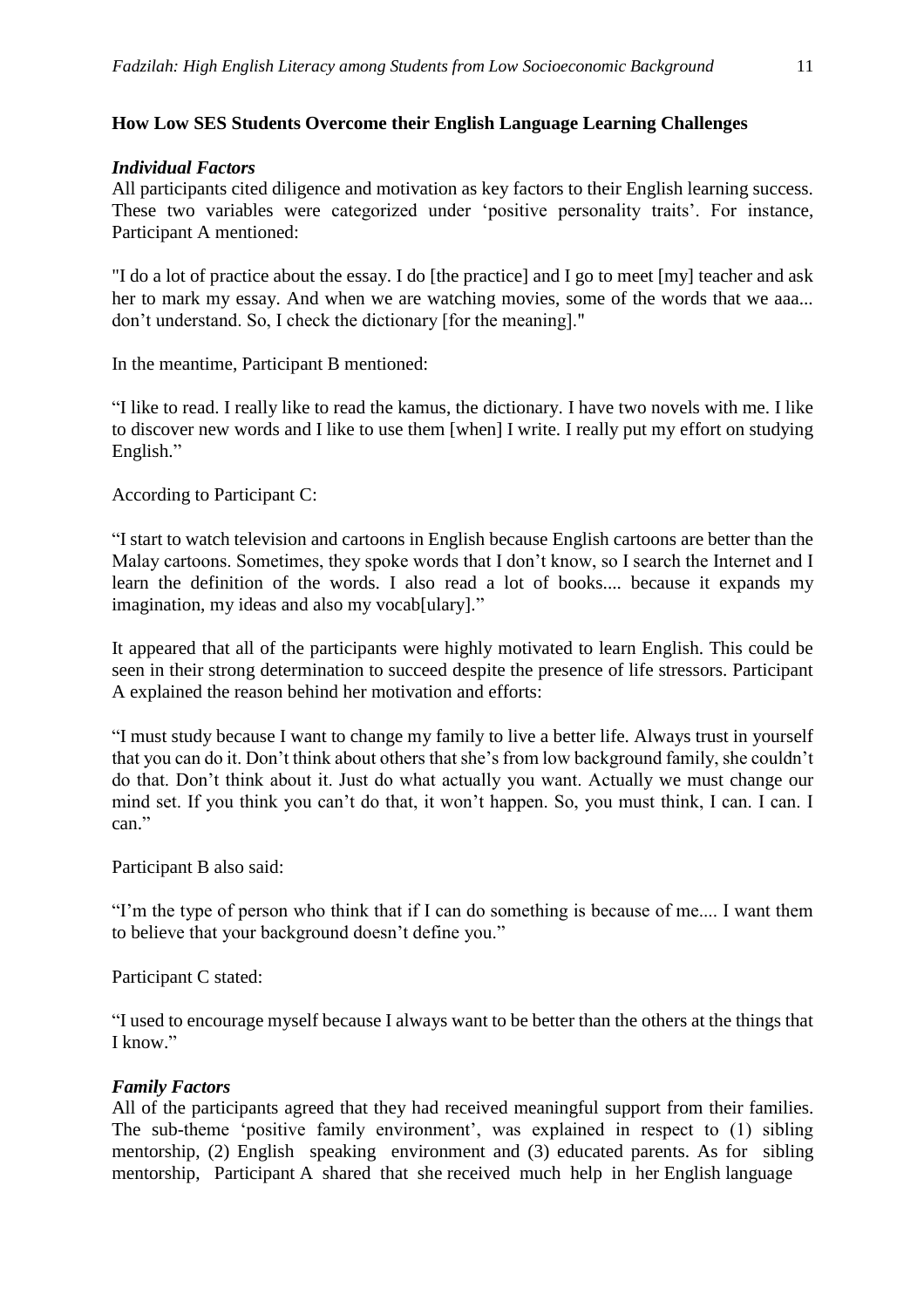**How Low SES Students Overcome their English Language Learning Challenges**

***Individual Factors***

All participants cited diligence and motivation as key factors to their English learning success. These two variables were categorized under 'positive personality traits'. For instance, Participant A mentioned:

"I do a lot of practice about the essay. I do [the practice] and I go to meet [my] teacher and ask her to mark my essay. And when we are watching movies, some of the words that we aaa... don't understand. So, I check the dictionary [for the meaning]."

In the meantime, Participant B mentioned:

"I like to read. I really like to read the kamus, the dictionary. I have two novels with me. I like to discover new words and I like to use them [when] I write. I really put my effort on studying English."

According to Participant C:

"I start to watch television and cartoons in English because English cartoons are better than the Malay cartoons. Sometimes, they spoke words that I don't know, so I search the Internet and I learn the definition of the words. I also read a lot of books.... because it expands my imagination, my ideas and also my vocab[ulary]."

It appeared that all of the participants were highly motivated to learn English. This could be seen in their strong determination to succeed despite the presence of life stressors. Participant A explained the reason behind her motivation and efforts:

"I must study because I want to change my family to live a better life. Always trust in yourself that you can do it. Don't think about others that she's from low background family, she couldn't do that. Don't think about it. Just do what actually you want. Actually we must change our mind set. If you think you can't do that, it won't happen. So, you must think, I can. I can. I can."

Participant B also said:

"I'm the type of person who think that if I can do something is because of me.... I want them to believe that your background doesn't define you."

Participant C stated:

"I used to encourage myself because I always want to be better than the others at the things that I know."

***Family Factors***

All of the participants agreed that they had received meaningful support from their families. The sub-theme 'positive family environment', was explained in respect to (1) sibling mentorship, (2) English speaking environment and (3) educated parents. As for sibling mentorship, Participant A shared that she received much help in her English language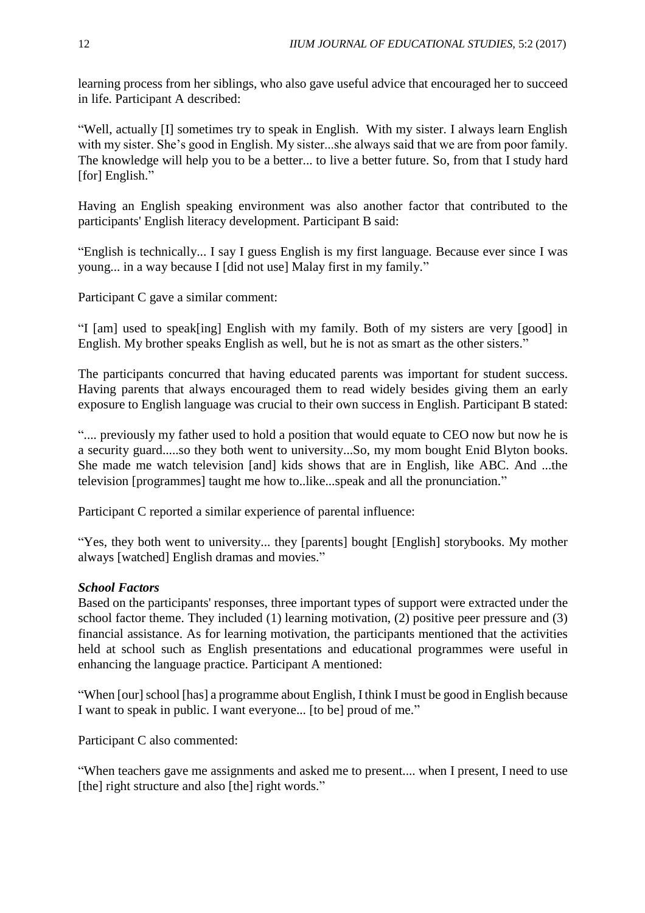learning process from her siblings, who also gave useful advice that encouraged her to succeed in life. Participant A described:

"Well, actually [I] sometimes try to speak in English. With my sister. I always learn English with my sister. She's good in English. My sister...she always said that we are from poor family. The knowledge will help you to be a better... to live a better future. So, from that I study hard [for] English."

Having an English speaking environment was also another factor that contributed to the participants' English literacy development. Participant B said:

"English is technically... I say I guess English is my first language. Because ever since I was young... in a way because I [did not use] Malay first in my family."

Participant C gave a similar comment:

"I [am] used to speak[ing] English with my family. Both of my sisters are very [good] in English. My brother speaks English as well, but he is not as smart as the other sisters."

The participants concurred that having educated parents was important for student success. Having parents that always encouraged them to read widely besides giving them an early exposure to English language was crucial to their own success in English. Participant B stated:

".... previously my father used to hold a position that would equate to CEO now but now he is a security guard.....so they both went to university...So, my mom bought Enid Blyton books. She made me watch television [and] kids shows that are in English, like ABC. And ...the television [programmes] taught me how to..like...speak and all the pronunciation."

Participant C reported a similar experience of parental influence:

"Yes, they both went to university... they [parents] bought [English] storybooks. My mother always [watched] English dramas and movies."

***School Factors***

Based on the participants' responses, three important types of support were extracted under the school factor theme. They included (1) learning motivation, (2) positive peer pressure and (3) financial assistance. As for learning motivation, the participants mentioned that the activities held at school such as English presentations and educational programmes were useful in enhancing the language practice. Participant A mentioned:

"When [our] school [has] a programme about English, I think I must be good in English because I want to speak in public. I want everyone... [to be] proud of me."

Participant C also commented:

"When teachers gave me assignments and asked me to present.... when I present, I need to use [the] right structure and also [the] right words."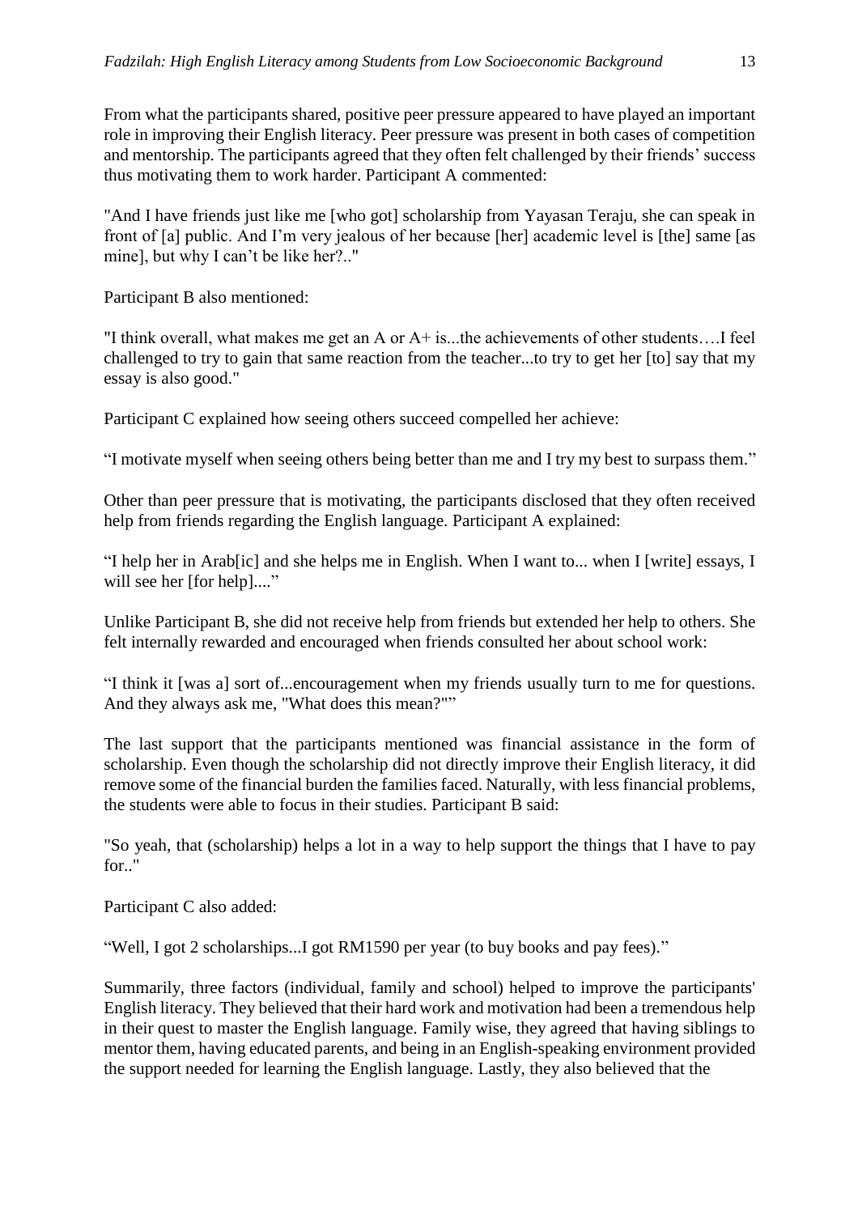From what the participants shared, positive peer pressure appeared to have played an important role in improving their English literacy. Peer pressure was present in both cases of competition and mentorship. The participants agreed that they often felt challenged by their friends' success thus motivating them to work harder. Participant A commented:

"And I have friends just like me [who got] scholarship from Yayasan Teraju, she can speak in front of [a] public. And I'm very jealous of her because [her] academic level is [the] same [as mine], but why I can't be like her?.."

Participant B also mentioned:

"I think overall, what makes me get an A or A+ is...the achievements of other students….I feel challenged to try to gain that same reaction from the teacher...to try to get her [to] say that my essay is also good."

Participant C explained how seeing others succeed compelled her achieve:

"I motivate myself when seeing others being better than me and I try my best to surpass them."

Other than peer pressure that is motivating, the participants disclosed that they often received help from friends regarding the English language. Participant A explained:

"I help her in Arab[ic] and she helps me in English. When I want to... when I [write] essays, I will see her [for help]...."

Unlike Participant B, she did not receive help from friends but extended her help to others. She felt internally rewarded and encouraged when friends consulted her about school work:

"I think it [was a] sort of...encouragement when my friends usually turn to me for questions. And they always ask me, "What does this mean?""

The last support that the participants mentioned was financial assistance in the form of scholarship. Even though the scholarship did not directly improve their English literacy, it did remove some of the financial burden the families faced. Naturally, with less financial problems, the students were able to focus in their studies. Participant B said:

"So yeah, that (scholarship) helps a lot in a way to help support the things that I have to pay for.."

Participant C also added:

"Well, I got 2 scholarships...I got RM1590 per year (to buy books and pay fees)."

Summarily, three factors (individual, family and school) helped to improve the participants' English literacy. They believed that their hard work and motivation had been a tremendous help in their quest to master the English language. Family wise, they agreed that having siblings to mentor them, having educated parents, and being in an English-speaking environment provided the support needed for learning the English language. Lastly, they also believed that the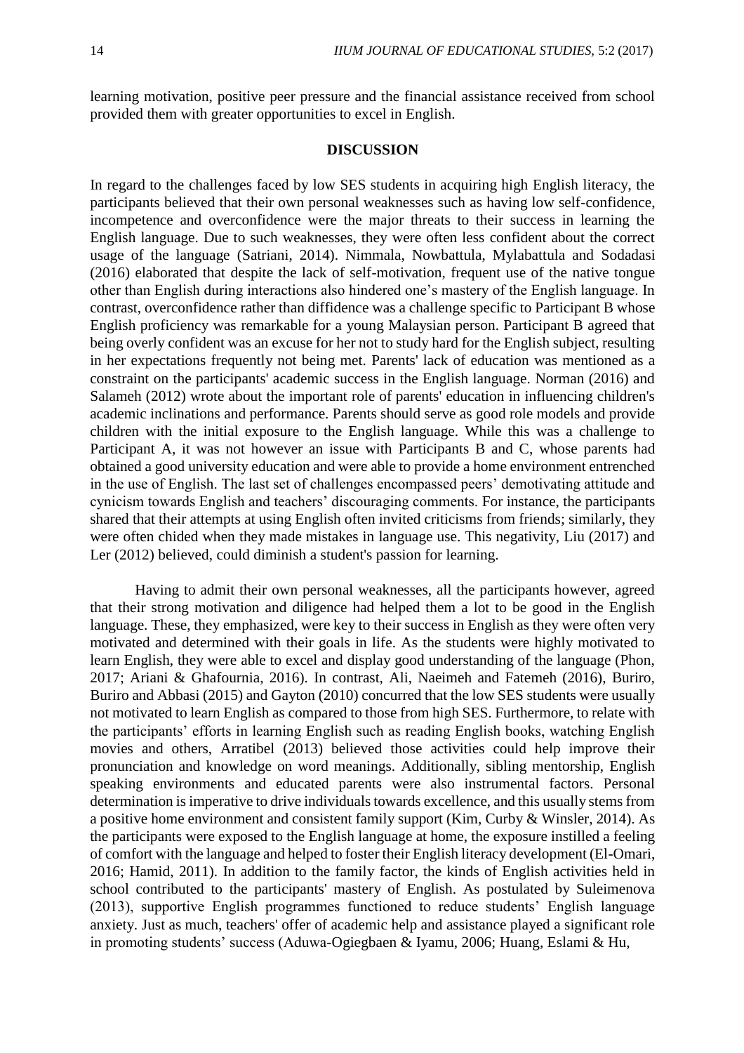learning motivation, positive peer pressure and the financial assistance received from school provided them with greater opportunities to excel in English.

## DISCUSSION

In regard to the challenges faced by low SES students in acquiring high English literacy, the participants believed that their own personal weaknesses such as having low self-confidence, incompetence and overconfidence were the major threats to their success in learning the English language. Due to such weaknesses, they were often less confident about the correct usage of the language (Satriani, 2014). Nimmala, Nowbattula, Mylabattula and Sodadasi (2016) elaborated that despite the lack of self-motivation, frequent use of the native tongue other than English during interactions also hindered one's mastery of the English language. In contrast, overconfidence rather than diffidence was a challenge specific to Participant B whose English proficiency was remarkable for a young Malaysian person. Participant B agreed that being overly confident was an excuse for her not to study hard for the English subject, resulting in her expectations frequently not being met. Parents' lack of education was mentioned as a constraint on the participants' academic success in the English language. Norman (2016) and Salameh (2012) wrote about the important role of parents' education in influencing children's academic inclinations and performance. Parents should serve as good role models and provide children with the initial exposure to the English language. While this was a challenge to Participant A, it was not however an issue with Participants B and C, whose parents had obtained a good university education and were able to provide a home environment entrenched in the use of English. The last set of challenges encompassed peers' demotivating attitude and cynicism towards English and teachers' discouraging comments. For instance, the participants shared that their attempts at using English often invited criticisms from friends; similarly, they were often chided when they made mistakes in language use. This negativity, Liu (2017) and Ler (2012) believed, could diminish a student's passion for learning.

Having to admit their own personal weaknesses, all the participants however, agreed that their strong motivation and diligence had helped them a lot to be good in the English language. These, they emphasized, were key to their success in English as they were often very motivated and determined with their goals in life. As the students were highly motivated to learn English, they were able to excel and display good understanding of the language (Phon, 2017; Ariani & Ghafournia, 2016). In contrast, Ali, Naeimeh and Fatemeh (2016), Buriro, Buriro and Abbasi (2015) and Gayton (2010) concurred that the low SES students were usually not motivated to learn English as compared to those from high SES. Furthermore, to relate with the participants' efforts in learning English such as reading English books, watching English movies and others, Arratibel (2013) believed those activities could help improve their pronunciation and knowledge on word meanings. Additionally, sibling mentorship, English speaking environments and educated parents were also instrumental factors. Personal determination is imperative to drive individuals towards excellence, and this usually stems from a positive home environment and consistent family support (Kim, Curby & Winsler, 2014). As the participants were exposed to the English language at home, the exposure instilled a feeling of comfort with the language and helped to foster their English literacy development (El-Omari, 2016; Hamid, 2011). In addition to the family factor, the kinds of English activities held in school contributed to the participants' mastery of English. As postulated by Suleimenova (2013), supportive English programmes functioned to reduce students' English language anxiety. Just as much, teachers' offer of academic help and assistance played a significant role in promoting students' success (Aduwa-Ogiegbaen & Iyamu, 2006; Huang, Eslami & Hu,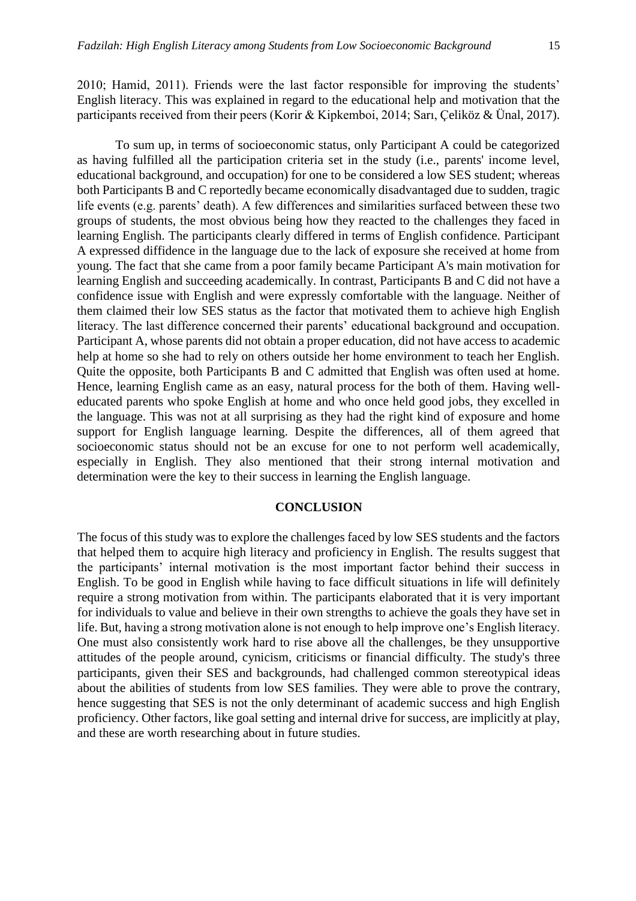2010; Hamid, 2011). Friends were the last factor responsible for improving the students' English literacy. This was explained in regard to the educational help and motivation that the participants received from their peers (Korir & Kipkemboi, 2014; Sarı, Çeliköz & Ünal, 2017).

To sum up, in terms of socioeconomic status, only Participant A could be categorized as having fulfilled all the participation criteria set in the study (i.e., parents' income level, educational background, and occupation) for one to be considered a low SES student; whereas both Participants B and C reportedly became economically disadvantaged due to sudden, tragic life events (e.g. parents' death). A few differences and similarities surfaced between these two groups of students, the most obvious being how they reacted to the challenges they faced in learning English. The participants clearly differed in terms of English confidence. Participant A expressed diffidence in the language due to the lack of exposure she received at home from young. The fact that she came from a poor family became Participant A's main motivation for learning English and succeeding academically. In contrast, Participants B and C did not have a confidence issue with English and were expressly comfortable with the language. Neither of them claimed their low SES status as the factor that motivated them to achieve high English literacy. The last difference concerned their parents' educational background and occupation. Participant A, whose parents did not obtain a proper education, did not have access to academic help at home so she had to rely on others outside her home environment to teach her English. Quite the opposite, both Participants B and C admitted that English was often used at home. Hence, learning English came as an easy, natural process for the both of them. Having well-educated parents who spoke English at home and who once held good jobs, they excelled in the language. This was not at all surprising as they had the right kind of exposure and home support for English language learning. Despite the differences, all of them agreed that socioeconomic status should not be an excuse for one to not perform well academically, especially in English. They also mentioned that their strong internal motivation and determination were the key to their success in learning the English language.

## CONCLUSION

The focus of this study was to explore the challenges faced by low SES students and the factors that helped them to acquire high literacy and proficiency in English. The results suggest that the participants' internal motivation is the most important factor behind their success in English. To be good in English while having to face difficult situations in life will definitely require a strong motivation from within. The participants elaborated that it is very important for individuals to value and believe in their own strengths to achieve the goals they have set in life. But, having a strong motivation alone is not enough to help improve one's English literacy. One must also consistently work hard to rise above all the challenges, be they unsupportive attitudes of the people around, cynicism, criticisms or financial difficulty. The study's three participants, given their SES and backgrounds, had challenged common stereotypical ideas about the abilities of students from low SES families. They were able to prove the contrary, hence suggesting that SES is not the only determinant of academic success and high English proficiency. Other factors, like goal setting and internal drive for success, are implicitly at play, and these are worth researching about in future studies.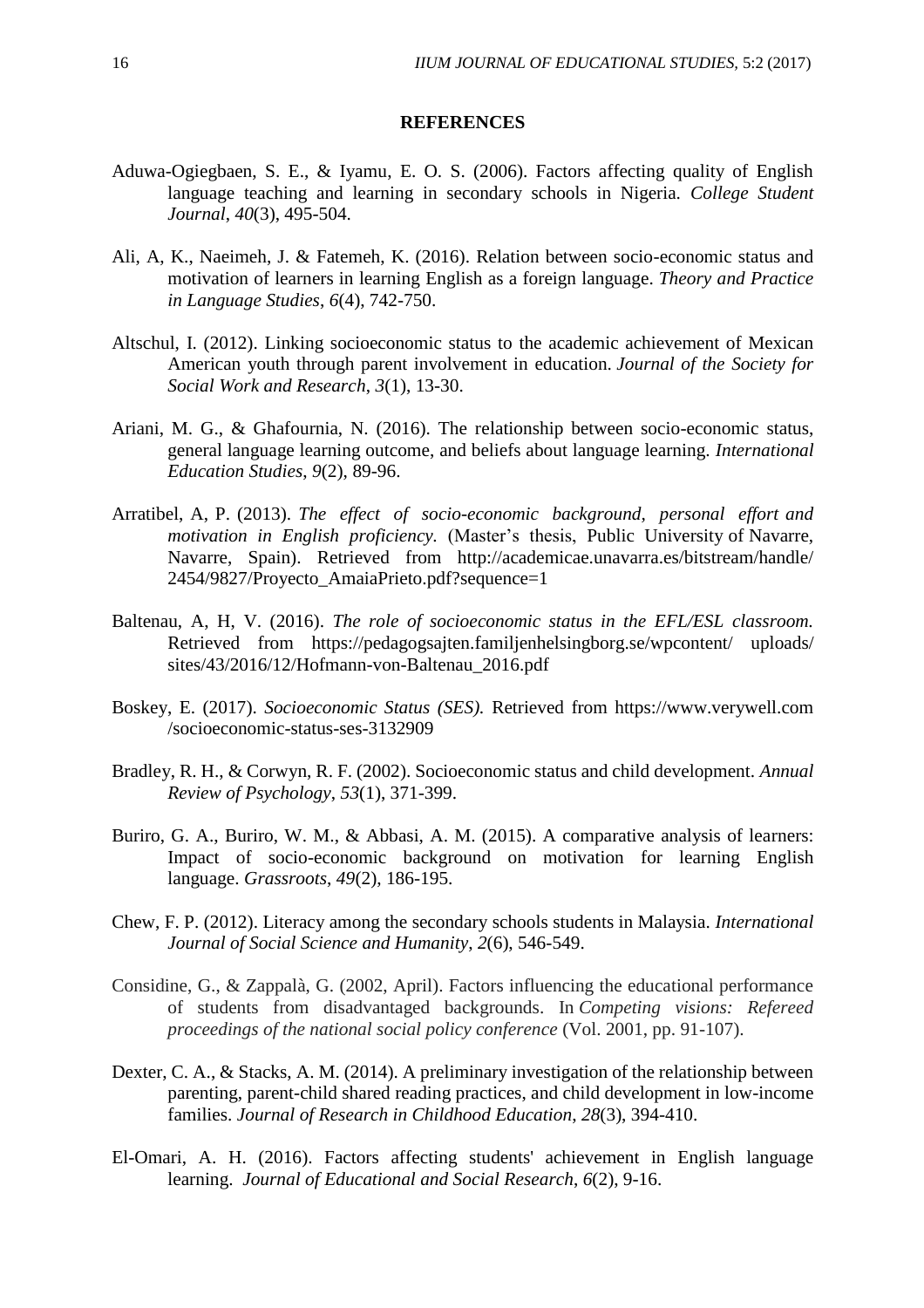## REFERENCES

Aduwa-Ogiegbaen, S. E., & Iyamu, E. O. S. (2006). Factors affecting quality of English language teaching and learning in secondary schools in Nigeria. *College Student Journal*, *40*(3), 495-504.

Ali, A, K., Naeimeh, J. & Fatemeh, K. (2016). Relation between socio-economic status and motivation of learners in learning English as a foreign language. *Theory and Practice in Language Studies*, *6*(4), 742-750.

Altschul, I. (2012). Linking socioeconomic status to the academic achievement of Mexican American youth through parent involvement in education. *Journal of the Society for Social Work and Research*, *3*(1), 13-30.

Ariani, M. G., & Ghafournia, N. (2016). The relationship between socio-economic status, general language learning outcome, and beliefs about language learning. *International Education Studies*, *9*(2), 89-96.

Arratibel, A, P. (2013). *The effect of socio-economic background, personal effort and motivation in English proficiency.* (Master's thesis, Public University of Navarre, Navarre, Spain). Retrieved from http://academicae.unavarra.es/bitstream/handle/2454/9827/Proyecto_AmaiaPrieto.pdf?sequence=1

Baltenau, A, H, V. (2016). *The role of socioeconomic status in the EFL/ESL classroom.* Retrieved from https://pedagogsajten.familjenhelsingborg.se/wpcontent/ uploads/sites/43/2016/12/Hofmann-von-Baltenau_2016.pdf

Boskey, E. (2017). *Socioeconomic Status (SES).* Retrieved from https://www.verywell.com /socioeconomic-status-ses-3132909

Bradley, R. H., & Corwyn, R. F. (2002). Socioeconomic status and child development. *Annual Review of Psychology*, *53*(1), 371-399.

Buriro, G. A., Buriro, W. M., & Abbasi, A. M. (2015). A comparative analysis of learners: Impact of socio-economic background on motivation for learning English language. *Grassroots*, *49*(2), 186-195.

Chew, F. P. (2012). Literacy among the secondary schools students in Malaysia. *International Journal of Social Science and Humanity*, *2*(6), 546-549.

Considine, G., & Zappalà, G. (2002, April). Factors influencing the educational performance of students from disadvantaged backgrounds. In *Competing visions: Refereed proceedings of the national social policy conference* (Vol. 2001, pp. 91-107).

Dexter, C. A., & Stacks, A. M. (2014). A preliminary investigation of the relationship between parenting, parent-child shared reading practices, and child development in low-income families. *Journal of Research in Childhood Education*, *28*(3), 394-410.

El-Omari, A. H. (2016). Factors affecting students' achievement in English language learning. *Journal of Educational and Social Research*, *6*(2), 9-16.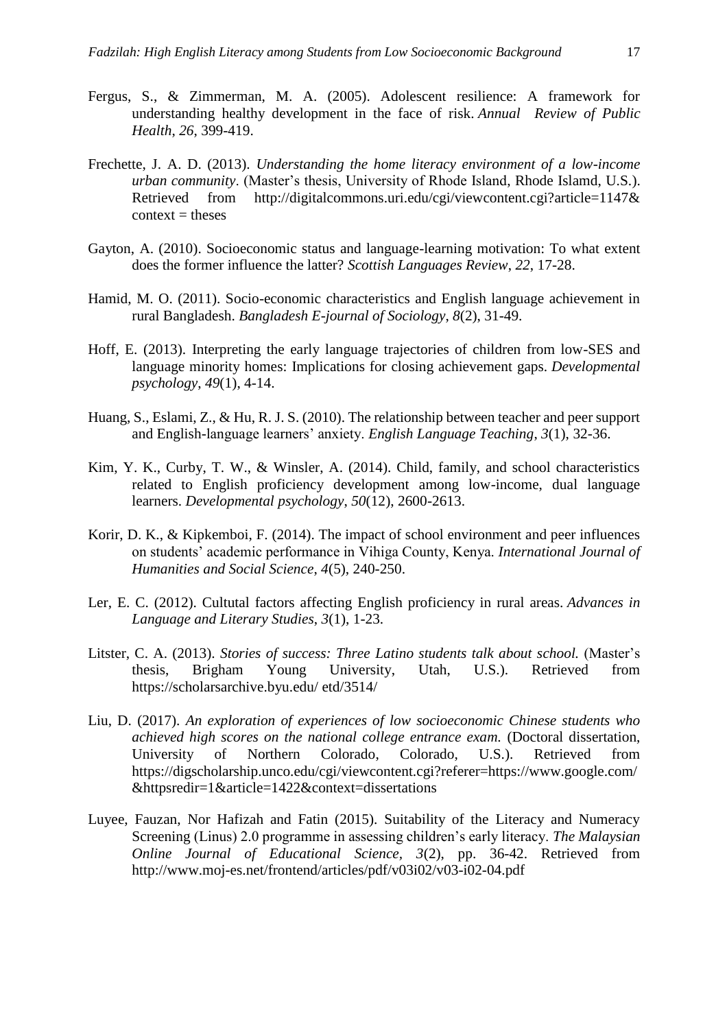Fergus, S., & Zimmerman, M. A. (2005). Adolescent resilience: A framework for understanding healthy development in the face of risk. *Annual Review of Public Health*, *26*, 399-419.

Frechette, J. A. D. (2013). *Understanding the home literacy environment of a low-income urban community*. (Master's thesis, University of Rhode Island, Rhode Islamd, U.S.). Retrieved from http://digitalcommons.uri.edu/cgi/viewcontent.cgi?article=1147& context = theses

Gayton, A. (2010). Socioeconomic status and language-learning motivation: To what extent does the former influence the latter? *Scottish Languages Review*, *22*, 17-28.

Hamid, M. O. (2011). Socio-economic characteristics and English language achievement in rural Bangladesh. *Bangladesh E-journal of Sociology*, *8*(2), 31-49.

Hoff, E. (2013). Interpreting the early language trajectories of children from low-SES and language minority homes: Implications for closing achievement gaps. *Developmental psychology*, *49*(1), 4-14.

Huang, S., Eslami, Z., & Hu, R. J. S. (2010). The relationship between teacher and peer support and English-language learners' anxiety. *English Language Teaching*, *3*(1), 32-36.

Kim, Y. K., Curby, T. W., & Winsler, A. (2014). Child, family, and school characteristics related to English proficiency development among low-income, dual language learners. *Developmental psychology*, *50*(12), 2600-2613.

Korir, D. K., & Kipkemboi, F. (2014). The impact of school environment and peer influences on students' academic performance in Vihiga County, Kenya. *International Journal of Humanities and Social Science*, *4*(5), 240-250.

Ler, E. C. (2012). Cultutal factors affecting English proficiency in rural areas. *Advances in Language and Literary Studies*, *3*(1), 1-23.

Litster, C. A. (2013). *Stories of success: Three Latino students talk about school.* (Master's thesis, Brigham Young University, Utah, U.S.). Retrieved from https://scholarsarchive.byu.edu/ etd/3514/

Liu, D. (2017). *An exploration of experiences of low socioeconomic Chinese students who achieved high scores on the national college entrance exam.* (Doctoral dissertation, University of Northern Colorado, Colorado, U.S.). Retrieved from https://digscholarship.unco.edu/cgi/viewcontent.cgi?referer=https://www.google.com/ &httpsredir=1&article=1422&context=dissertations

Luyee, Fauzan, Nor Hafizah and Fatin (2015). Suitability of the Literacy and Numeracy Screening (Linus) 2.0 programme in assessing children's early literacy. *The Malaysian Online Journal of Educational Science, 3*(2), pp. 36-42. Retrieved from http://www.moj-es.net/frontend/articles/pdf/v03i02/v03-i02-04.pdf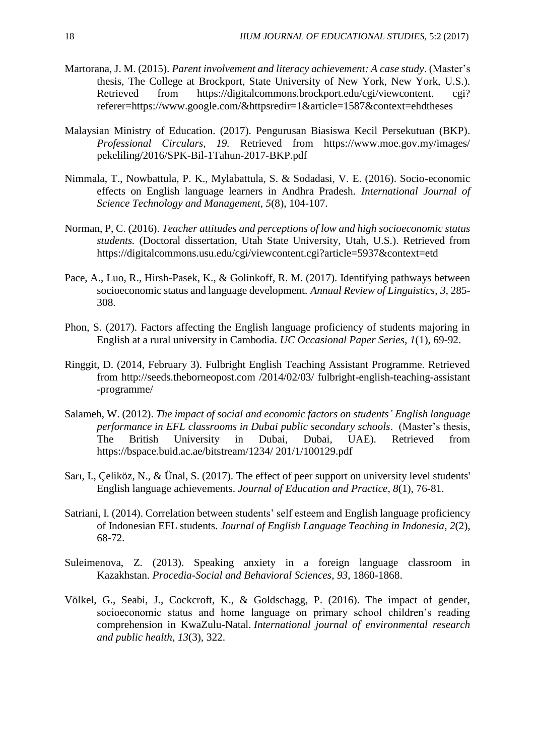Martorana, J. M. (2015). *Parent involvement and literacy achievement: A case study*. (Master's thesis, The College at Brockport, State University of New York, New York, U.S.). Retrieved from https://digitalcommons.brockport.edu/cgi/viewcontent. cgi? referer=https://www.google.com/&httpsredir=1&article=1587&context=ehdtheses

Malaysian Ministry of Education. (2017). Pengurusan Biasiswa Kecil Persekutuan (BKP). *Professional Circulars, 19.* Retrieved from https://www.moe.gov.my/images/ pekeliling/2016/SPK-Bil-1Tahun-2017-BKP.pdf

Nimmala, T., Nowbattula, P. K., Mylabattula, S. & Sodadasi, V. E. (2016). Socio-economic effects on English language learners in Andhra Pradesh. *International Journal of Science Technology and Management, 5*(8), 104-107.

Norman, P, C. (2016). *Teacher attitudes and perceptions of low and high socioeconomic status students.* (Doctoral dissertation, Utah State University, Utah, U.S.). Retrieved from https://digitalcommons.usu.edu/cgi/viewcontent.cgi?article=5937&context=etd

Pace, A., Luo, R., Hirsh-Pasek, K., & Golinkoff, R. M. (2017). Identifying pathways between socioeconomic status and language development. *Annual Review of Linguistics*, *3*, 285-308.

Phon, S. (2017). Factors affecting the English language proficiency of students majoring in English at a rural university in Cambodia. *UC Occasional Paper Series, 1*(1), 69-92.

Ringgit, D. (2014, February 3). Fulbright English Teaching Assistant Programme. Retrieved from http://seeds.theborneopost.com /2014/02/03/ fulbright-english-teaching-assistant -programme/

Salameh, W. (2012). *The impact of social and economic factors on students' English language performance in EFL classrooms in Dubai public secondary schools*. (Master's thesis, The British University in Dubai, Dubai, UAE). Retrieved from https://bspace.buid.ac.ae/bitstream/1234/ 201/1/100129.pdf

Sarı, I., Çeliköz, N., & Ünal, S. (2017). The effect of peer support on university level students' English language achievements. *Journal of Education and Practice*, *8*(1), 76-81.

Satriani, I. (2014). Correlation between students' self esteem and English language proficiency of Indonesian EFL students. *Journal of English Language Teaching in Indonesia*, *2*(2), 68-72.

Suleimenova, Z. (2013). Speaking anxiety in a foreign language classroom in Kazakhstan. *Procedia-Social and Behavioral Sciences*, *93*, 1860-1868.

Völkel, G., Seabi, J., Cockcroft, K., & Goldschagg, P. (2016). The impact of gender, socioeconomic status and home language on primary school children's reading comprehension in KwaZulu-Natal. *International journal of environmental research and public health*, *13*(3), 322.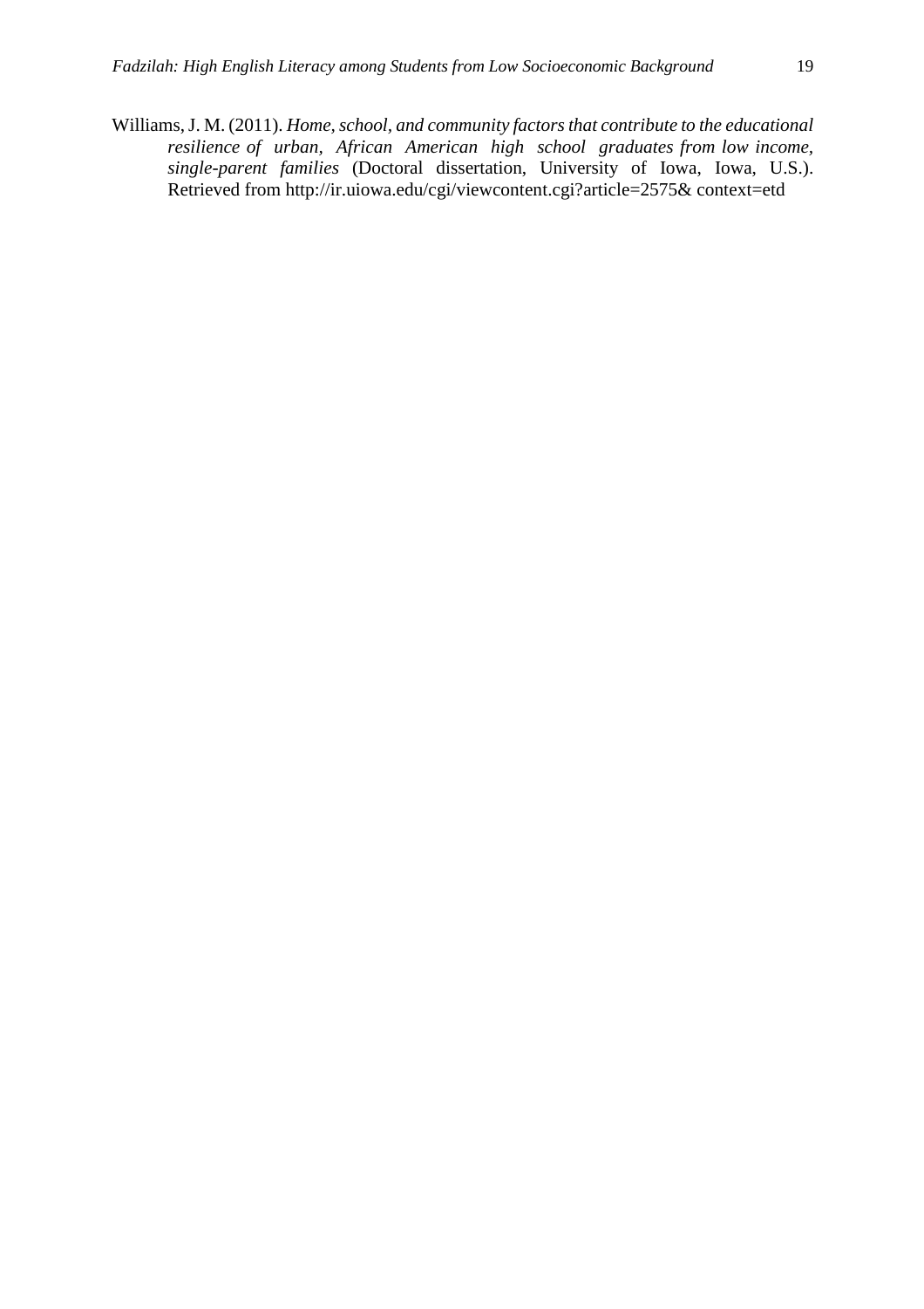Williams, J. M. (2011). *Home, school, and community factors that contribute to the educational resilience of urban, African American high school graduates from low income, single-parent families* (Doctoral dissertation, University of Iowa, Iowa, U.S.). Retrieved from http://ir.uiowa.edu/cgi/viewcontent.cgi?article=2575& context=etd